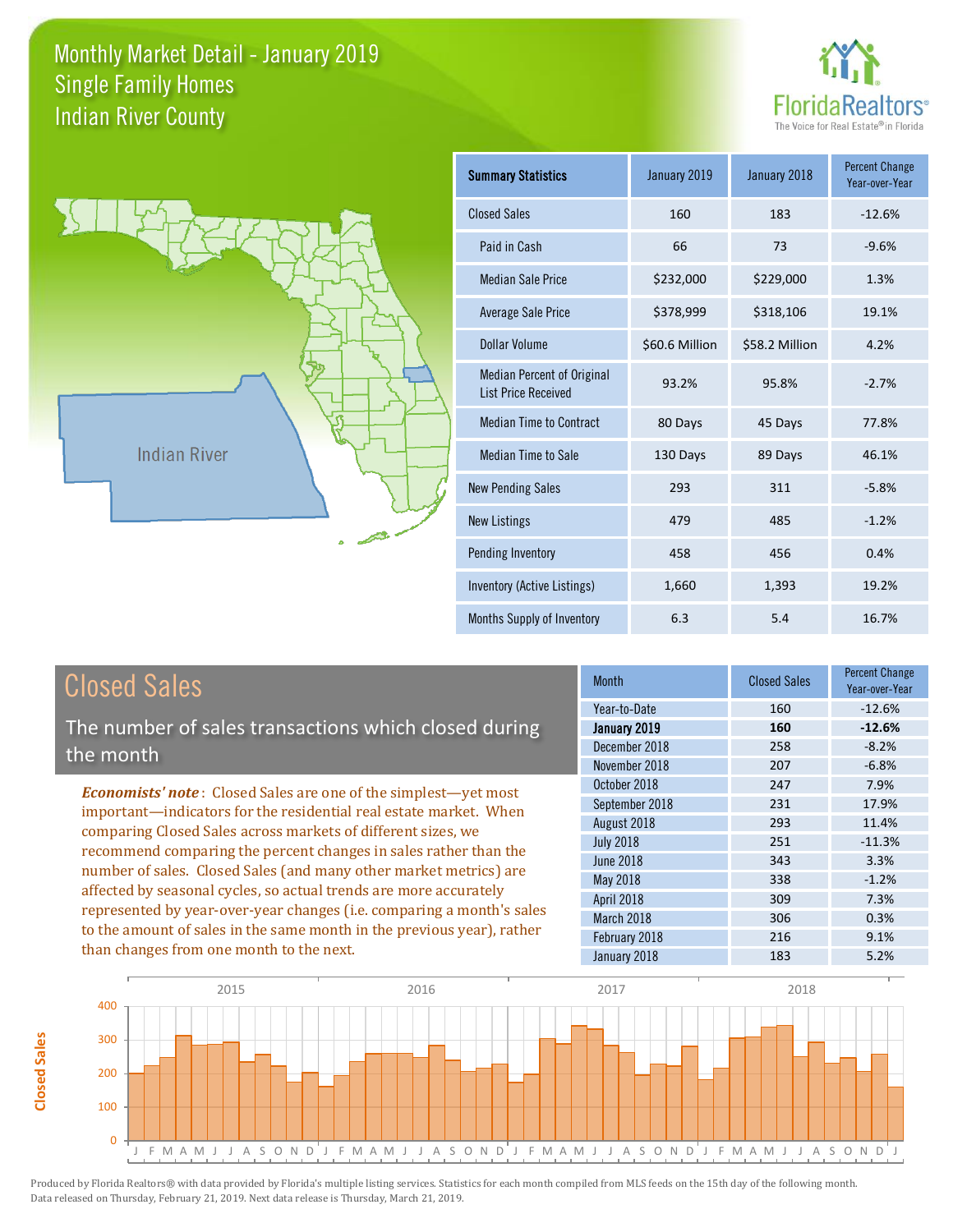# Monthly Market Detail - January 2019
## Single Family Homes
## Indian River County

FloridaRealtors® The Voice for Real Estate® in Florida

Indian River

| Summary Statistics | January 2019 | January 2018 | Percent Change Year-over-Year |
|---|---|---|---|
| Closed Sales | 160 | 183 | -12.6% |
| Paid in Cash | 66 | 73 | -9.6% |
| Median Sale Price | $232,000 | $229,000 | 1.3% |
| Average Sale Price | $378,999 | $318,106 | 19.1% |
| Dollar Volume | $60.6 Million | $58.2 Million | 4.2% |
| Median Percent of Original List Price Received | 93.2% | 95.8% | -2.7% |
| Median Time to Contract | 80 Days | 45 Days | 77.8% |
| Median Time to Sale | 130 Days | 89 Days | 46.1% |
| New Pending Sales | 293 | 311 | -5.8% |
| New Listings | 479 | 485 | -1.2% |
| Pending Inventory | 458 | 456 | 0.4% |
| Inventory (Active Listings) | 1,660 | 1,393 | 19.2% |
| Months Supply of Inventory | 6.3 | 5.4 | 16.7% |

## Closed Sales

The number of sales transactions which closed during the month

*Economists' note*: Closed Sales are one of the simplest—yet most important—indicators for the residential real estate market. When comparing Closed Sales across markets of different sizes, we recommend comparing the percent changes in sales rather than the number of sales. Closed Sales (and many other market metrics) are affected by seasonal cycles, so actual trends are more accurately represented by year-over-year changes (i.e. comparing a month's sales to the amount of sales in the same month in the previous year), rather than changes from one month to the next.

| Month | Closed Sales | Percent Change Year-over-Year |
|---|---|---|
| Year-to-Date | 160 | -12.6% |
| **January 2019** | **160** | **-12.6%** |
| December 2018 | 258 | -8.2% |
| November 2018 | 207 | -6.8% |
| October 2018 | 247 | 7.9% |
| September 2018 | 231 | 17.9% |
| August 2018 | 293 | 11.4% |
| July 2018 | 251 | -11.3% |
| June 2018 | 343 | 3.3% |
| May 2018 | 338 | -1.2% |
| April 2018 | 309 | 7.3% |
| March 2018 | 306 | 0.3% |
| February 2018 | 216 | 9.1% |
| January 2018 | 183 | 5.2% |

Produced by Florida Realtors® with data provided by Florida's multiple listing services. Statistics for each month compiled from MLS feeds on the 15th day of the following month. Data released on Thursday, February 21, 2019. Next data release is Thursday, March 21, 2019.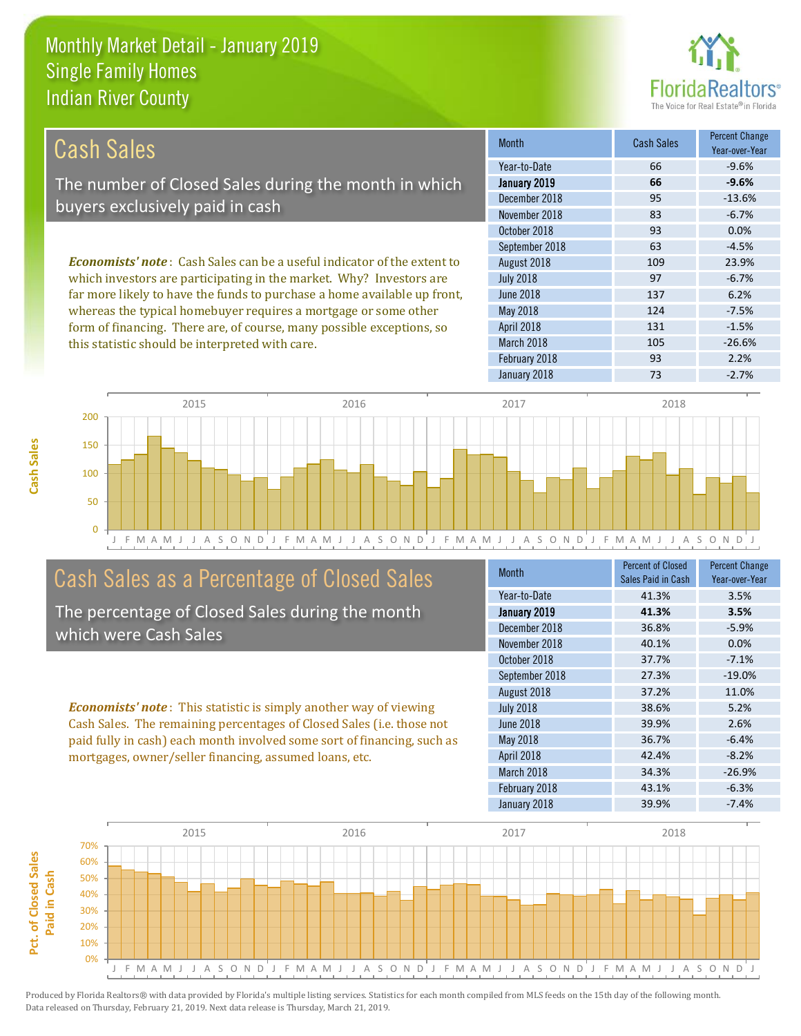# Monthly Market Detail - January 2019
## Single Family Homes
## Indian River County

## Cash Sales

The number of Closed Sales during the month in which buyers exclusively paid in cash

*Economists' note*: Cash Sales can be a useful indicator of the extent to which investors are participating in the market. Why? Investors are far more likely to have the funds to purchase a home available up front, whereas the typical homebuyer requires a mortgage or some other form of financing. There are, of course, many possible exceptions, so this statistic should be interpreted with care.

| Month | Cash Sales | Percent Change Year-over-Year |
|---|---|---|
| Year-to-Date | 66 | -9.6% |
| **January 2019** | **66** | **-9.6%** |
| December 2018 | 95 | -13.6% |
| November 2018 | 83 | -6.7% |
| October 2018 | 93 | 0.0% |
| September 2018 | 63 | -4.5% |
| August 2018 | 109 | 23.9% |
| July 2018 | 97 | -6.7% |
| June 2018 | 137 | 6.2% |
| May 2018 | 124 | -7.5% |
| April 2018 | 131 | -1.5% |
| March 2018 | 105 | -26.6% |
| February 2018 | 93 | 2.2% |
| January 2018 | 73 | -2.7% |

## Cash Sales as a Percentage of Closed Sales

The percentage of Closed Sales during the month which were Cash Sales

*Economists' note*: This statistic is simply another way of viewing Cash Sales. The remaining percentages of Closed Sales (i.e. those not paid fully in cash) each month involved some sort of financing, such as mortgages, owner/seller financing, assumed loans, etc.

| Month | Percent of Closed Sales Paid in Cash | Percent Change Year-over-Year |
|---|---|---|
| Year-to-Date | 41.3% | 3.5% |
| **January 2019** | **41.3%** | **3.5%** |
| December 2018 | 36.8% | -5.9% |
| November 2018 | 40.1% | 0.0% |
| October 2018 | 37.7% | -7.1% |
| September 2018 | 27.3% | -19.0% |
| August 2018 | 37.2% | 11.0% |
| July 2018 | 38.6% | 5.2% |
| June 2018 | 39.9% | 2.6% |
| May 2018 | 36.7% | -6.4% |
| April 2018 | 42.4% | -8.2% |
| March 2018 | 34.3% | -26.9% |
| February 2018 | 43.1% | -6.3% |
| January 2018 | 39.9% | -7.4% |

Produced by Florida Realtors® with data provided by Florida's multiple listing services. Statistics for each month compiled from MLS feeds on the 15th day of the following month. Data released on Thursday, February 21, 2019. Next data release is Thursday, March 21, 2019.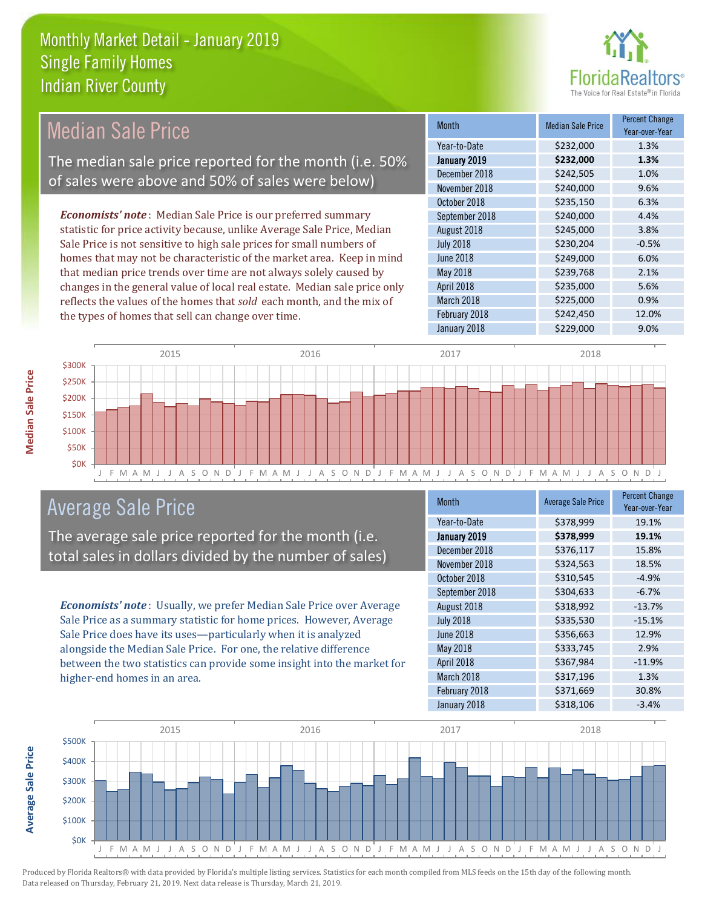# Monthly Market Detail - January 2019
## Single Family Homes
## Indian River County

## Median Sale Price

The median sale price reported for the month (i.e. 50% of sales were above and 50% of sales were below)

*Economists' note*: Median Sale Price is our preferred summary statistic for price activity because, unlike Average Sale Price, Median Sale Price is not sensitive to high sale prices for small numbers of homes that may not be characteristic of the market area. Keep in mind that median price trends over time are not always solely caused by changes in the general value of local real estate. Median sale price only reflects the values of the homes that *sold* each month, and the mix of the types of homes that sell can change over time.

| Month | Median Sale Price | Percent Change Year-over-Year |
|---|---|---|
| Year-to-Date | $232,000 | 1.3% |
| **January 2019** | **$232,000** | **1.3%** |
| December 2018 | $242,505 | 1.0% |
| November 2018 | $240,000 | 9.6% |
| October 2018 | $235,150 | 6.3% |
| September 2018 | $240,000 | 4.4% |
| August 2018 | $245,000 | 3.8% |
| July 2018 | $230,204 | -0.5% |
| June 2018 | $249,000 | 6.0% |
| May 2018 | $239,768 | 2.1% |
| April 2018 | $235,000 | 5.6% |
| March 2018 | $225,000 | 0.9% |
| February 2018 | $242,450 | 12.0% |
| January 2018 | $229,000 | 9.0% |

## Average Sale Price

The average sale price reported for the month (i.e. total sales in dollars divided by the number of sales)

*Economists' note*: Usually, we prefer Median Sale Price over Average Sale Price as a summary statistic for home prices. However, Average Sale Price does have its uses—particularly when it is analyzed alongside the Median Sale Price. For one, the relative difference between the two statistics can provide some insight into the market for higher-end homes in an area.

| Month | Average Sale Price | Percent Change Year-over-Year |
|---|---|---|
| Year-to-Date | $378,999 | 19.1% |
| **January 2019** | **$378,999** | **19.1%** |
| December 2018 | $376,117 | 15.8% |
| November 2018 | $324,563 | 18.5% |
| October 2018 | $310,545 | -4.9% |
| September 2018 | $304,633 | -6.7% |
| August 2018 | $318,992 | -13.7% |
| July 2018 | $335,530 | -15.1% |
| June 2018 | $356,663 | 12.9% |
| May 2018 | $333,745 | 2.9% |
| April 2018 | $367,984 | -11.9% |
| March 2018 | $317,196 | 1.3% |
| February 2018 | $371,669 | 30.8% |
| January 2018 | $318,106 | -3.4% |

Produced by Florida Realtors® with data provided by Florida's multiple listing services. Statistics for each month compiled from MLS feeds on the 15th day of the following month. Data released on Thursday, February 21, 2019. Next data release is Thursday, March 21, 2019.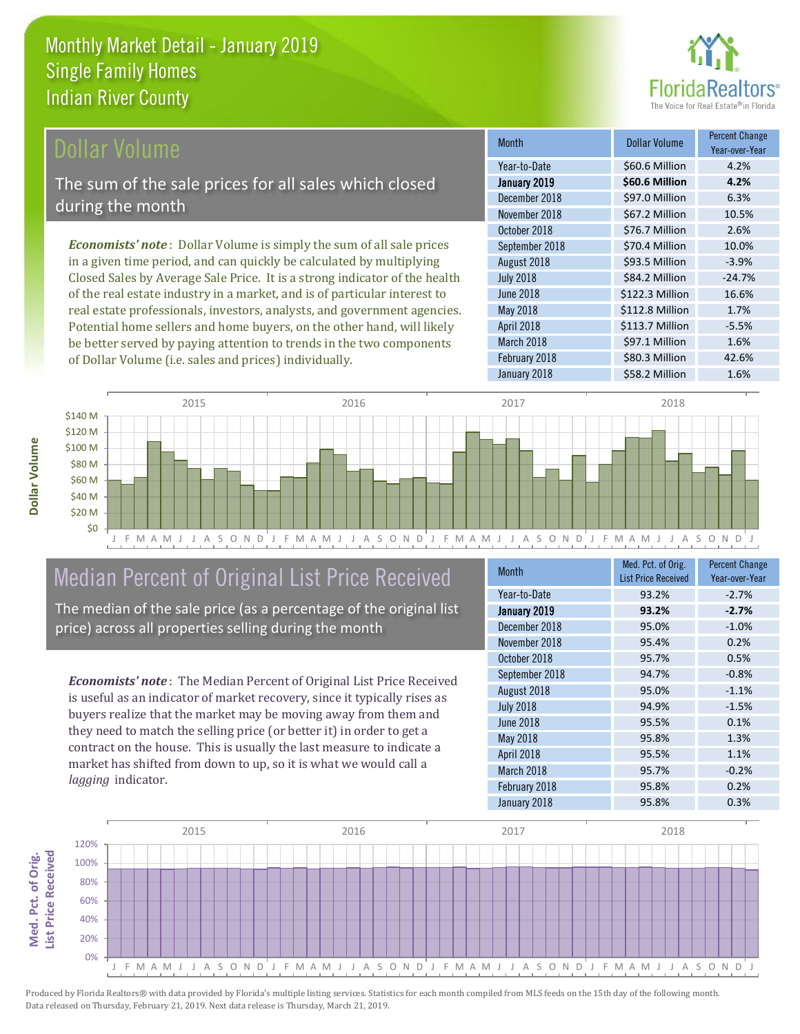# Monthly Market Detail - January 2019
## Single Family Homes
## Indian River County

## Dollar Volume

The sum of the sale prices for all sales which closed during the month

*Economists' note*: Dollar Volume is simply the sum of all sale prices in a given time period, and can quickly be calculated by multiplying Closed Sales by Average Sale Price. It is a strong indicator of the health of the real estate industry in a market, and is of particular interest to real estate professionals, investors, analysts, and government agencies. Potential home sellers and home buyers, on the other hand, will likely be better served by paying attention to trends in the two components of Dollar Volume (i.e. sales and prices) individually.

| Month | Dollar Volume | Percent Change Year-over-Year |
|---|---|---|
| Year-to-Date | $60.6 Million | 4.2% |
| **January 2019** | **$60.6 Million** | **4.2%** |
| December 2018 | $97.0 Million | 6.3% |
| November 2018 | $67.2 Million | 10.5% |
| October 2018 | $76.7 Million | 2.6% |
| September 2018 | $70.4 Million | 10.0% |
| August 2018 | $93.5 Million | -3.9% |
| July 2018 | $84.2 Million | -24.7% |
| June 2018 | $122.3 Million | 16.6% |
| May 2018 | $112.8 Million | 1.7% |
| April 2018 | $113.7 Million | -5.5% |
| March 2018 | $97.1 Million | 1.6% |
| February 2018 | $80.3 Million | 42.6% |
| January 2018 | $58.2 Million | 1.6% |

## Median Percent of Original List Price Received

The median of the sale price (as a percentage of the original list price) across all properties selling during the month

*Economists' note*: The Median Percent of Original List Price Received is useful as an indicator of market recovery, since it typically rises as buyers realize that the market may be moving away from them and they need to match the selling price (or better it) in order to get a contract on the house. This is usually the last measure to indicate a market has shifted from down to up, so it is what we would call a *lagging* indicator.

| Month | Med. Pct. of Orig. List Price Received | Percent Change Year-over-Year |
|---|---|---|
| Year-to-Date | 93.2% | -2.7% |
| **January 2019** | **93.2%** | **-2.7%** |
| December 2018 | 95.0% | -1.0% |
| November 2018 | 95.4% | 0.2% |
| October 2018 | 95.7% | 0.5% |
| September 2018 | 94.7% | -0.8% |
| August 2018 | 95.0% | -1.1% |
| July 2018 | 94.9% | -1.5% |
| June 2018 | 95.5% | 0.1% |
| May 2018 | 95.8% | 1.3% |
| April 2018 | 95.5% | 1.1% |
| March 2018 | 95.7% | -0.2% |
| February 2018 | 95.8% | 0.2% |
| January 2018 | 95.8% | 0.3% |

Produced by Florida Realtors® with data provided by Florida's multiple listing services. Statistics for each month compiled from MLS feeds on the 15th day of the following month. Data released on Thursday, February 21, 2019. Next data release is Thursday, March 21, 2019.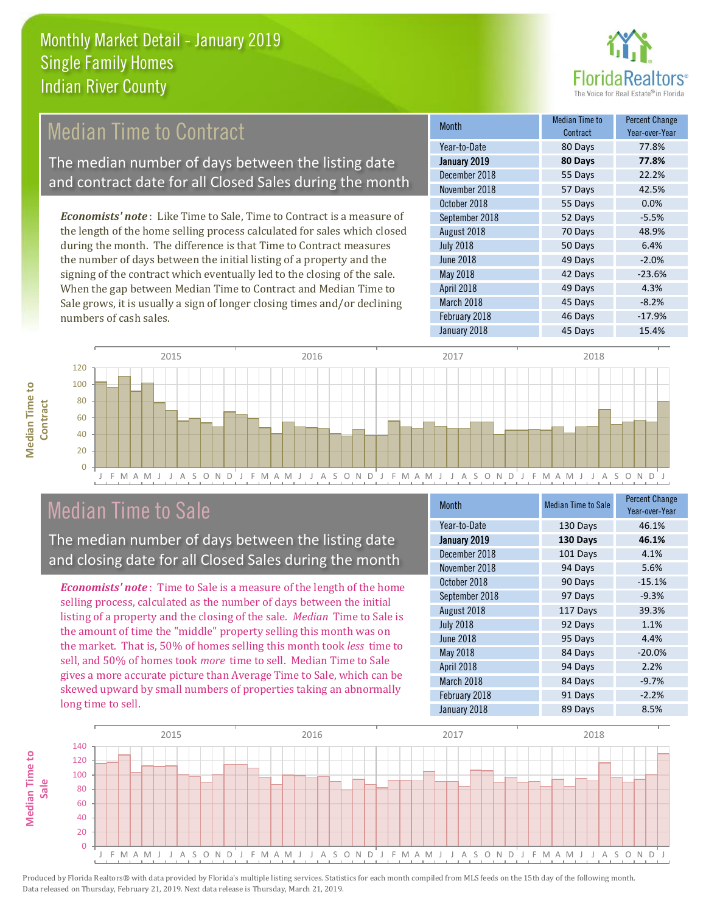# Monthly Market Detail - January 2019
## Single Family Homes
## Indian River County

## Median Time to Contract

The median number of days between the listing date and contract date for all Closed Sales during the month

*Economists' note*: Like Time to Sale, Time to Contract is a measure of the length of the home selling process calculated for sales which closed during the month. The difference is that Time to Contract measures the number of days between the initial listing of a property and the signing of the contract which eventually led to the closing of the sale. When the gap between Median Time to Contract and Median Time to Sale grows, it is usually a sign of longer closing times and/or declining numbers of cash sales.

| Month | Median Time to Contract | Percent Change Year-over-Year |
|---|---|---|
| Year-to-Date | 80 Days | 77.8% |
| **January 2019** | **80 Days** | **77.8%** |
| December 2018 | 55 Days | 22.2% |
| November 2018 | 57 Days | 42.5% |
| October 2018 | 55 Days | 0.0% |
| September 2018 | 52 Days | -5.5% |
| August 2018 | 70 Days | 48.9% |
| July 2018 | 50 Days | 6.4% |
| June 2018 | 49 Days | -2.0% |
| May 2018 | 42 Days | -23.6% |
| April 2018 | 49 Days | 4.3% |
| March 2018 | 45 Days | -8.2% |
| February 2018 | 46 Days | -17.9% |
| January 2018 | 45 Days | 15.4% |

## Median Time to Sale

The median number of days between the listing date and closing date for all Closed Sales during the month

*Economists' note*: Time to Sale is a measure of the length of the home selling process, calculated as the number of days between the initial listing of a property and the closing of the sale. *Median* Time to Sale is the amount of time the "middle" property selling this month was on the market. That is, 50% of homes selling this month took *less* time to sell, and 50% of homes took *more* time to sell. Median Time to Sale gives a more accurate picture than Average Time to Sale, which can be skewed upward by small numbers of properties taking an abnormally long time to sell.

| Month | Median Time to Sale | Percent Change Year-over-Year |
|---|---|---|
| Year-to-Date | 130 Days | 46.1% |
| **January 2019** | **130 Days** | **46.1%** |
| December 2018 | 101 Days | 4.1% |
| November 2018 | 94 Days | 5.6% |
| October 2018 | 90 Days | -15.1% |
| September 2018 | 97 Days | -9.3% |
| August 2018 | 117 Days | 39.3% |
| July 2018 | 92 Days | 1.1% |
| June 2018 | 95 Days | 4.4% |
| May 2018 | 84 Days | -20.0% |
| April 2018 | 94 Days | 2.2% |
| March 2018 | 84 Days | -9.7% |
| February 2018 | 91 Days | -2.2% |
| January 2018 | 89 Days | 8.5% |

Produced by Florida Realtors® with data provided by Florida's multiple listing services. Statistics for each month compiled from MLS feeds on the 15th day of the following month. Data released on Thursday, February 21, 2019. Next data release is Thursday, March 21, 2019.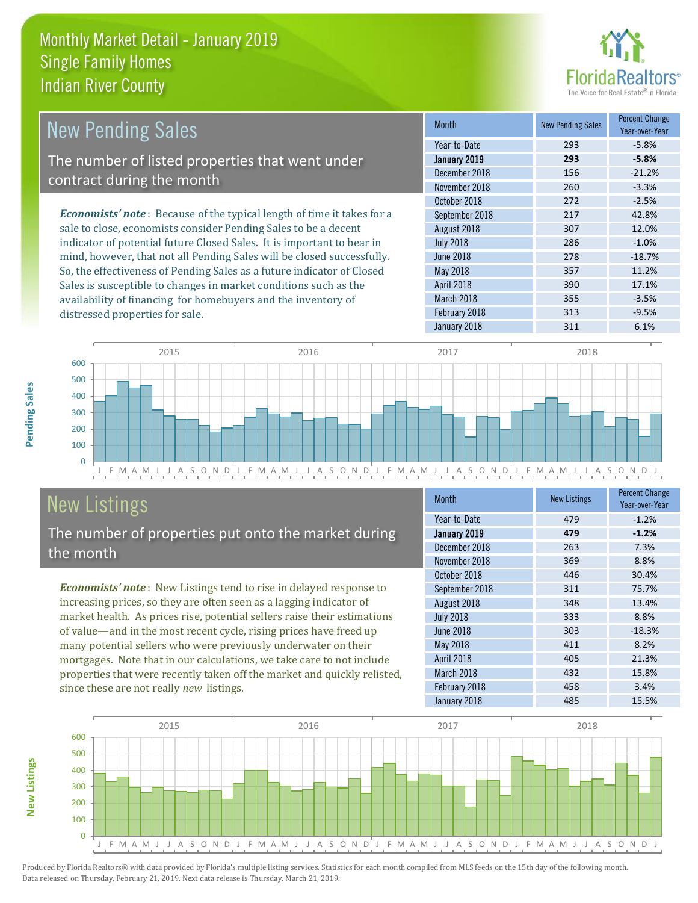# Monthly Market Detail - January 2019
## Single Family Homes
## Indian River County

## New Pending Sales

The number of listed properties that went under contract during the month

*Economists' note*: Because of the typical length of time it takes for a sale to close, economists consider Pending Sales to be a decent indicator of potential future Closed Sales. It is important to bear in mind, however, that not all Pending Sales will be closed successfully. So, the effectiveness of Pending Sales as a future indicator of Closed Sales is susceptible to changes in market conditions such as the availability of financing for homebuyers and the inventory of distressed properties for sale.

| Month | New Pending Sales | Percent Change Year-over-Year |
|---|---|---|
| Year-to-Date | 293 | -5.8% |
| **January 2019** | **293** | **-5.8%** |
| December 2018 | 156 | -21.2% |
| November 2018 | 260 | -3.3% |
| October 2018 | 272 | -2.5% |
| September 2018 | 217 | 42.8% |
| August 2018 | 307 | 12.0% |
| July 2018 | 286 | -1.0% |
| June 2018 | 278 | -18.7% |
| May 2018 | 357 | 11.2% |
| April 2018 | 390 | 17.1% |
| March 2018 | 355 | -3.5% |
| February 2018 | 313 | -9.5% |
| January 2018 | 311 | 6.1% |

## New Listings

The number of properties put onto the market during the month

*Economists' note*: New Listings tend to rise in delayed response to increasing prices, so they are often seen as a lagging indicator of market health. As prices rise, potential sellers raise their estimations of value—and in the most recent cycle, rising prices have freed up many potential sellers who were previously underwater on their mortgages. Note that in our calculations, we take care to not include properties that were recently taken off the market and quickly relisted, since these are not really *new* listings.

| Month | New Listings | Percent Change Year-over-Year |
|---|---|---|
| Year-to-Date | 479 | -1.2% |
| **January 2019** | **479** | **-1.2%** |
| December 2018 | 263 | 7.3% |
| November 2018 | 369 | 8.8% |
| October 2018 | 446 | 30.4% |
| September 2018 | 311 | 75.7% |
| August 2018 | 348 | 13.4% |
| July 2018 | 333 | 8.8% |
| June 2018 | 303 | -18.3% |
| May 2018 | 411 | 8.2% |
| April 2018 | 405 | 21.3% |
| March 2018 | 432 | 15.8% |
| February 2018 | 458 | 3.4% |
| January 2018 | 485 | 15.5% |

Produced by Florida Realtors® with data provided by Florida's multiple listing services. Statistics for each month compiled from MLS feeds on the 15th day of the following month. Data released on Thursday, February 21, 2019. Next data release is Thursday, March 21, 2019.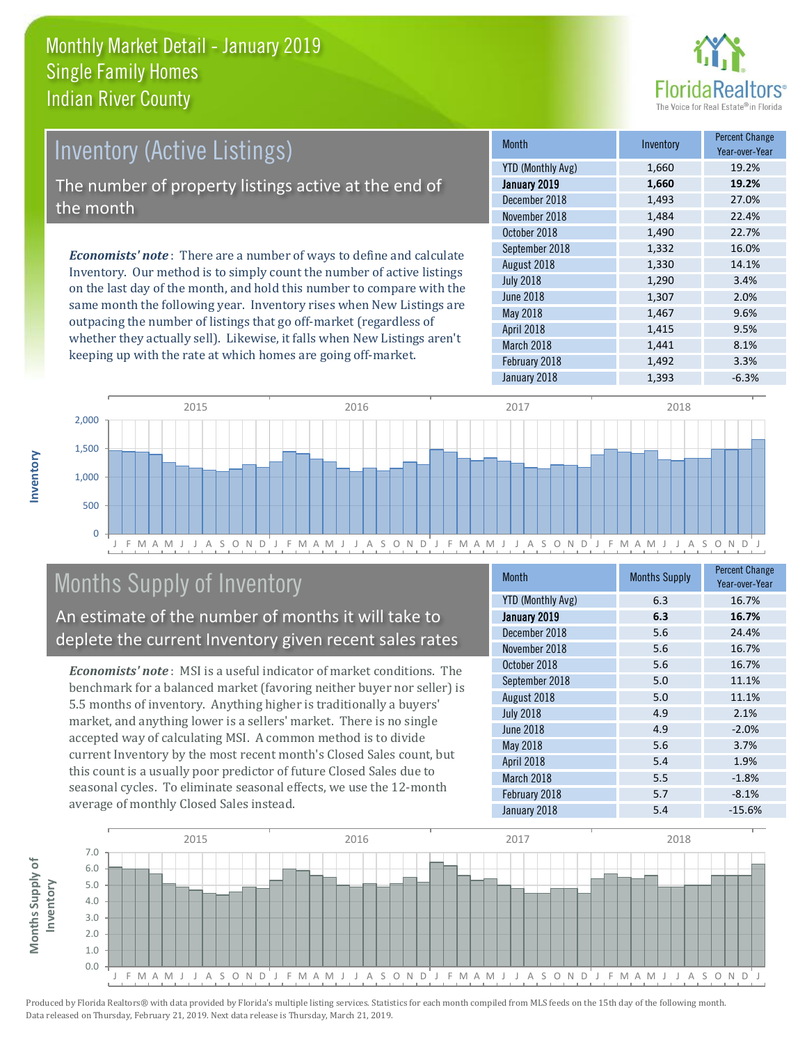# Monthly Market Detail - January 2019
## Single Family Homes
## Indian River County

## Inventory (Active Listings)

The number of property listings active at the end of the month

*Economists' note*: There are a number of ways to define and calculate Inventory. Our method is to simply count the number of active listings on the last day of the month, and hold this number to compare with the same month the following year. Inventory rises when New Listings are outpacing the number of listings that go off-market (regardless of whether they actually sell). Likewise, it falls when New Listings aren't keeping up with the rate at which homes are going off-market.

| Month | Inventory | Percent Change Year-over-Year |
|---|---|---|
| YTD (Monthly Avg) | 1,660 | 19.2% |
| **January 2019** | **1,660** | **19.2%** |
| December 2018 | 1,493 | 27.0% |
| November 2018 | 1,484 | 22.4% |
| October 2018 | 1,490 | 22.7% |
| September 2018 | 1,332 | 16.0% |
| August 2018 | 1,330 | 14.1% |
| July 2018 | 1,290 | 3.4% |
| June 2018 | 1,307 | 2.0% |
| May 2018 | 1,467 | 9.6% |
| April 2018 | 1,415 | 9.5% |
| March 2018 | 1,441 | 8.1% |
| February 2018 | 1,492 | 3.3% |
| January 2018 | 1,393 | -6.3% |

## Months Supply of Inventory

An estimate of the number of months it will take to deplete the current Inventory given recent sales rates

*Economists' note*: MSI is a useful indicator of market conditions. The benchmark for a balanced market (favoring neither buyer nor seller) is 5.5 months of inventory. Anything higher is traditionally a buyers' market, and anything lower is a sellers' market. There is no single accepted way of calculating MSI. A common method is to divide current Inventory by the most recent month's Closed Sales count, but this count is a usually poor predictor of future Closed Sales due to seasonal cycles. To eliminate seasonal effects, we use the 12-month average of monthly Closed Sales instead.

| Month | Months Supply | Percent Change Year-over-Year |
|---|---|---|
| YTD (Monthly Avg) | 6.3 | 16.7% |
| **January 2019** | **6.3** | **16.7%** |
| December 2018 | 5.6 | 24.4% |
| November 2018 | 5.6 | 16.7% |
| October 2018 | 5.6 | 16.7% |
| September 2018 | 5.0 | 11.1% |
| August 2018 | 5.0 | 11.1% |
| July 2018 | 4.9 | 2.1% |
| June 2018 | 4.9 | -2.0% |
| May 2018 | 5.6 | 3.7% |
| April 2018 | 5.4 | 1.9% |
| March 2018 | 5.5 | -1.8% |
| February 2018 | 5.7 | -8.1% |
| January 2018 | 5.4 | -15.6% |

Produced by Florida Realtors® with data provided by Florida's multiple listing services. Statistics for each month compiled from MLS feeds on the 15th day of the following month. Data released on Thursday, February 21, 2019. Next data release is Thursday, March 21, 2019.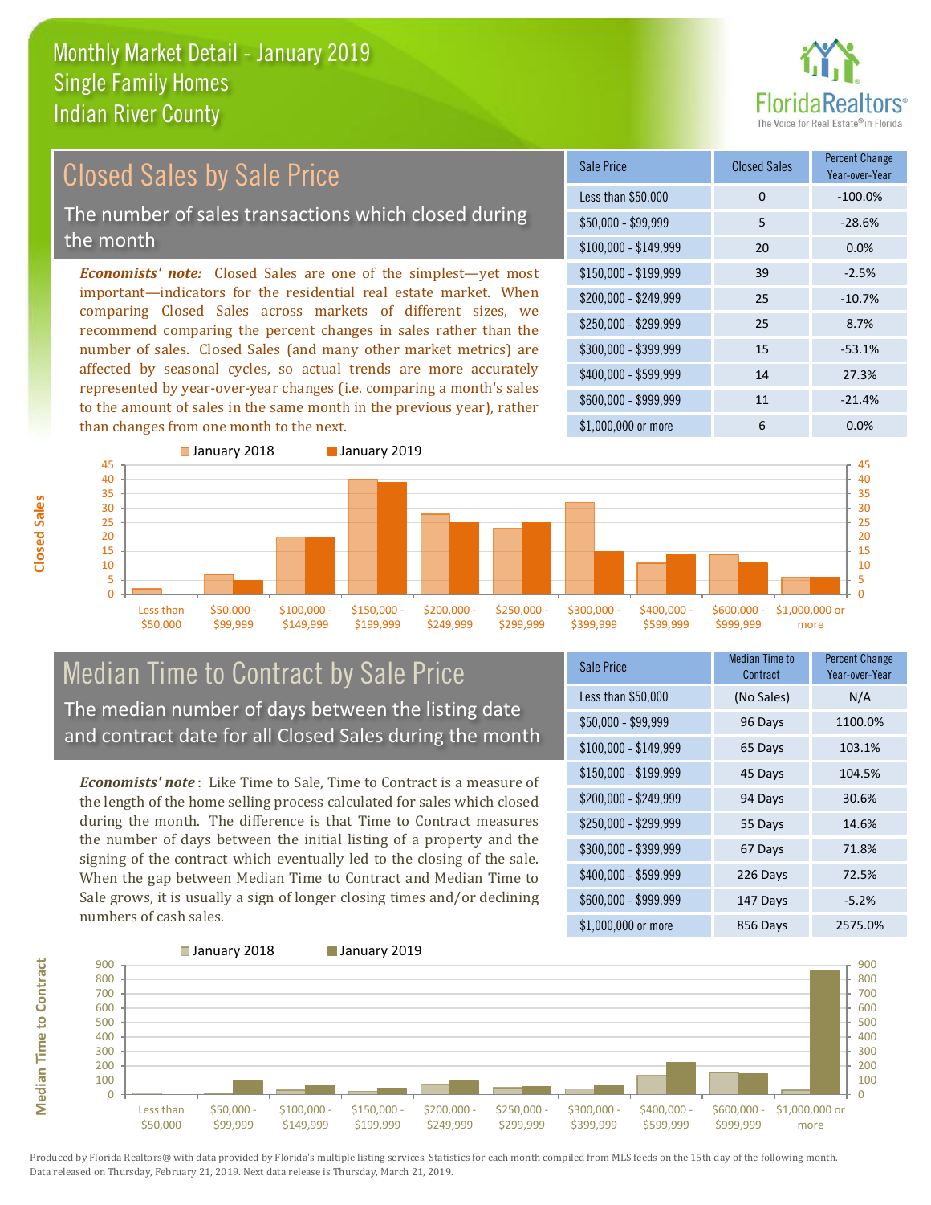# Monthly Market Detail - January 2019
## Single Family Homes
## Indian River County

## Closed Sales by Sale Price

The number of sales transactions which closed during the month

*Economists' note:* Closed Sales are one of the simplest—yet most important—indicators for the residential real estate market. When comparing Closed Sales across markets of different sizes, we recommend comparing the percent changes in sales rather than the number of sales. Closed Sales (and many other market metrics) are affected by seasonal cycles, so actual trends are more accurately represented by year-over-year changes (i.e. comparing a month's sales to the amount of sales in the same month in the previous year), rather than changes from one month to the next.

| Sale Price | Closed Sales | Percent Change Year-over-Year |
|---|---|---|
| Less than $50,000 | 0 | -100.0% |
| $50,000 - $99,999 | 5 | -28.6% |
| $100,000 - $149,999 | 20 | 0.0% |
| $150,000 - $199,999 | 39 | -2.5% |
| $200,000 - $249,999 | 25 | -10.7% |
| $250,000 - $299,999 | 25 | 8.7% |
| $300,000 - $399,999 | 15 | -53.1% |
| $400,000 - $599,999 | 14 | 27.3% |
| $600,000 - $999,999 | 11 | -21.4% |
| $1,000,000 or more | 6 | 0.0% |

## Median Time to Contract by Sale Price

The median number of days between the listing date and contract date for all Closed Sales during the month

*Economists' note*: Like Time to Sale, Time to Contract is a measure of the length of the home selling process calculated for sales which closed during the month. The difference is that Time to Contract measures the number of days between the initial listing of a property and the signing of the contract which eventually led to the closing of the sale. When the gap between Median Time to Contract and Median Time to Sale grows, it is usually a sign of longer closing times and/or declining numbers of cash sales.

| Sale Price | Median Time to Contract | Percent Change Year-over-Year |
|---|---|---|
| Less than $50,000 | (No Sales) | N/A |
| $50,000 - $99,999 | 96 Days | 1100.0% |
| $100,000 - $149,999 | 65 Days | 103.1% |
| $150,000 - $199,999 | 45 Days | 104.5% |
| $200,000 - $249,999 | 94 Days | 30.6% |
| $250,000 - $299,999 | 55 Days | 14.6% |
| $300,000 - $399,999 | 67 Days | 71.8% |
| $400,000 - $599,999 | 226 Days | 72.5% |
| $600,000 - $999,999 | 147 Days | -5.2% |
| $1,000,000 or more | 856 Days | 2575.0% |

Produced by Florida Realtors® with data provided by Florida's multiple listing services. Statistics for each month compiled from MLS feeds on the 15th day of the following month. Data released on Thursday, February 21, 2019. Next data release is Thursday, March 21, 2019.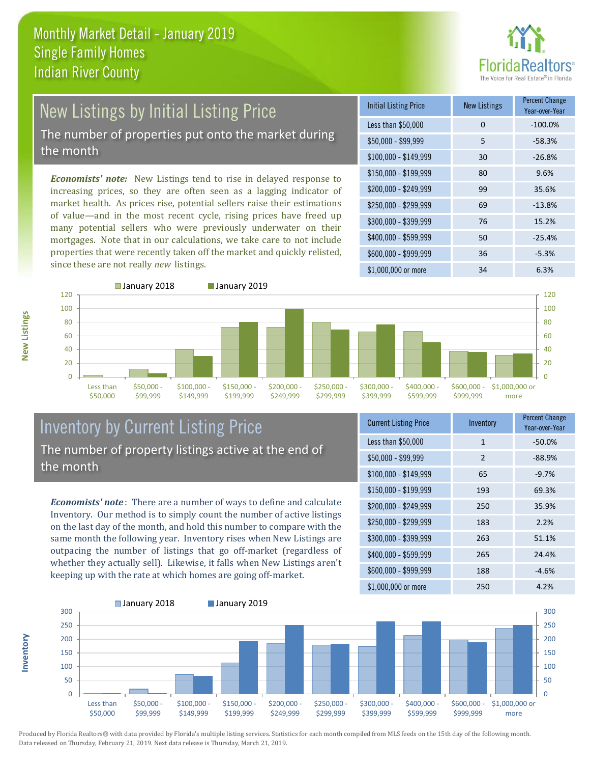# Monthly Market Detail - January 2019
## Single Family Homes
## Indian River County

## New Listings by Initial Listing Price

The number of properties put onto the market during the month

*Economists' note*: New Listings tend to rise in delayed response to increasing prices, so they are often seen as a lagging indicator of market health. As prices rise, potential sellers raise their estimations of value—and in the most recent cycle, rising prices have freed up many potential sellers who were previously underwater on their mortgages. Note that in our calculations, we take care to not include properties that were recently taken off the market and quickly relisted, since these are not really *new* listings.

| Initial Listing Price | New Listings | Percent Change Year-over-Year |
|---|---|---|
| Less than $50,000 | 0 | -100.0% |
| $50,000 - $99,999 | 5 | -58.3% |
| $100,000 - $149,999 | 30 | -26.8% |
| $150,000 - $199,999 | 80 | 9.6% |
| $200,000 - $249,999 | 99 | 35.6% |
| $250,000 - $299,999 | 69 | -13.8% |
| $300,000 - $399,999 | 76 | 15.2% |
| $400,000 - $599,999 | 50 | -25.4% |
| $600,000 - $999,999 | 36 | -5.3% |
| $1,000,000 or more | 34 | 6.3% |

## Inventory by Current Listing Price

The number of property listings active at the end of the month

*Economists' note*: There are a number of ways to define and calculate Inventory. Our method is to simply count the number of active listings on the last day of the month, and hold this number to compare with the same month the following year. Inventory rises when New Listings are outpacing the number of listings that go off-market (regardless of whether they actually sell). Likewise, it falls when New Listings aren't keeping up with the rate at which homes are going off-market.

| Current Listing Price | Inventory | Percent Change Year-over-Year |
|---|---|---|
| Less than $50,000 | 1 | -50.0% |
| $50,000 - $99,999 | 2 | -88.9% |
| $100,000 - $149,999 | 65 | -9.7% |
| $150,000 - $199,999 | 193 | 69.3% |
| $200,000 - $249,999 | 250 | 35.9% |
| $250,000 - $299,999 | 183 | 2.2% |
| $300,000 - $399,999 | 263 | 51.1% |
| $400,000 - $599,999 | 265 | 24.4% |
| $600,000 - $999,999 | 188 | -4.6% |
| $1,000,000 or more | 250 | 4.2% |

Produced by Florida Realtors® with data provided by Florida's multiple listing services. Statistics for each month compiled from MLS feeds on the 15th day of the following month. Data released on Thursday, February 21, 2019. Next data release is Thursday, March 21, 2019.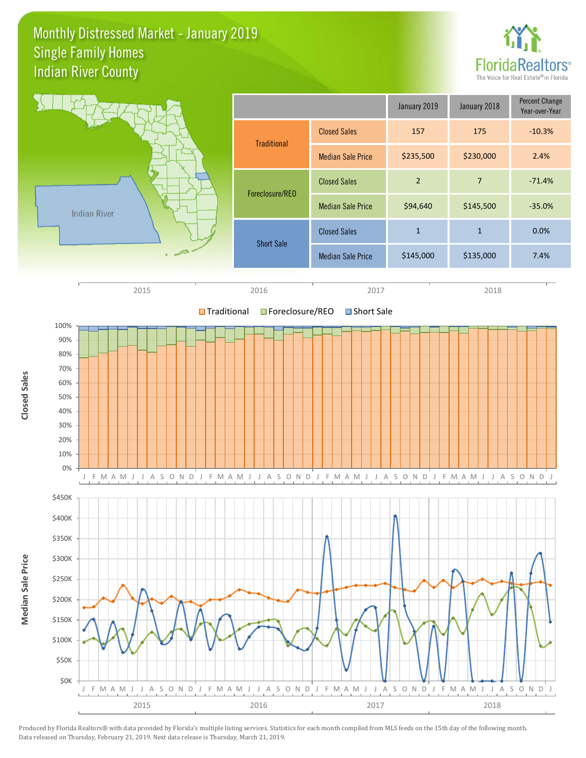# Monthly Distressed Market - January 2019
## Single Family Homes
## Indian River County

FloridaRealtors
The Voice for Real Estate® in Florida

Indian River

| | | January 2019 | January 2018 | Percent Change Year-over-Year |
|---|---|---|---|---|
| Traditional | Closed Sales | 157 | 175 | -10.3% |
| | Median Sale Price | $235,500 | $230,000 | 2.4% |
| Foreclosure/REO | Closed Sales | 2 | 7 | -71.4% |
| | Median Sale Price | $94,640 | $145,500 | -35.0% |
| Short Sale | Closed Sales | 1 | 1 | 0.0% |
| | Median Sale Price | $145,000 | $135,000 | 7.4% |

2015 2016 2017 2018

Traditional Foreclosure/REO Short Sale

Closed Sales

100% 90% 80% 70% 60% 50% 40% 30% 20% 10% 0%

J F M A M J J A S O N D J F M A M J J A S O N D J F M A M J J A S O N D J F M A M J J A S O N D J

Median Sale Price

$450K $400K $350K $300K $250K $200K $150K $100K $50K $0K

J F M A M J J A S O N D J F M A M J J A S O N D J F M A M J J A S O N D J F M A M J J A S O N D J

2015 2016 2017 2018

Produced by Florida Realtors® with data provided by Florida's multiple listing services. Statistics for each month compiled from MLS feeds on the 15th day of the following month. Data released on Thursday, February 21, 2019. Next data release is Thursday, March 21, 2019.